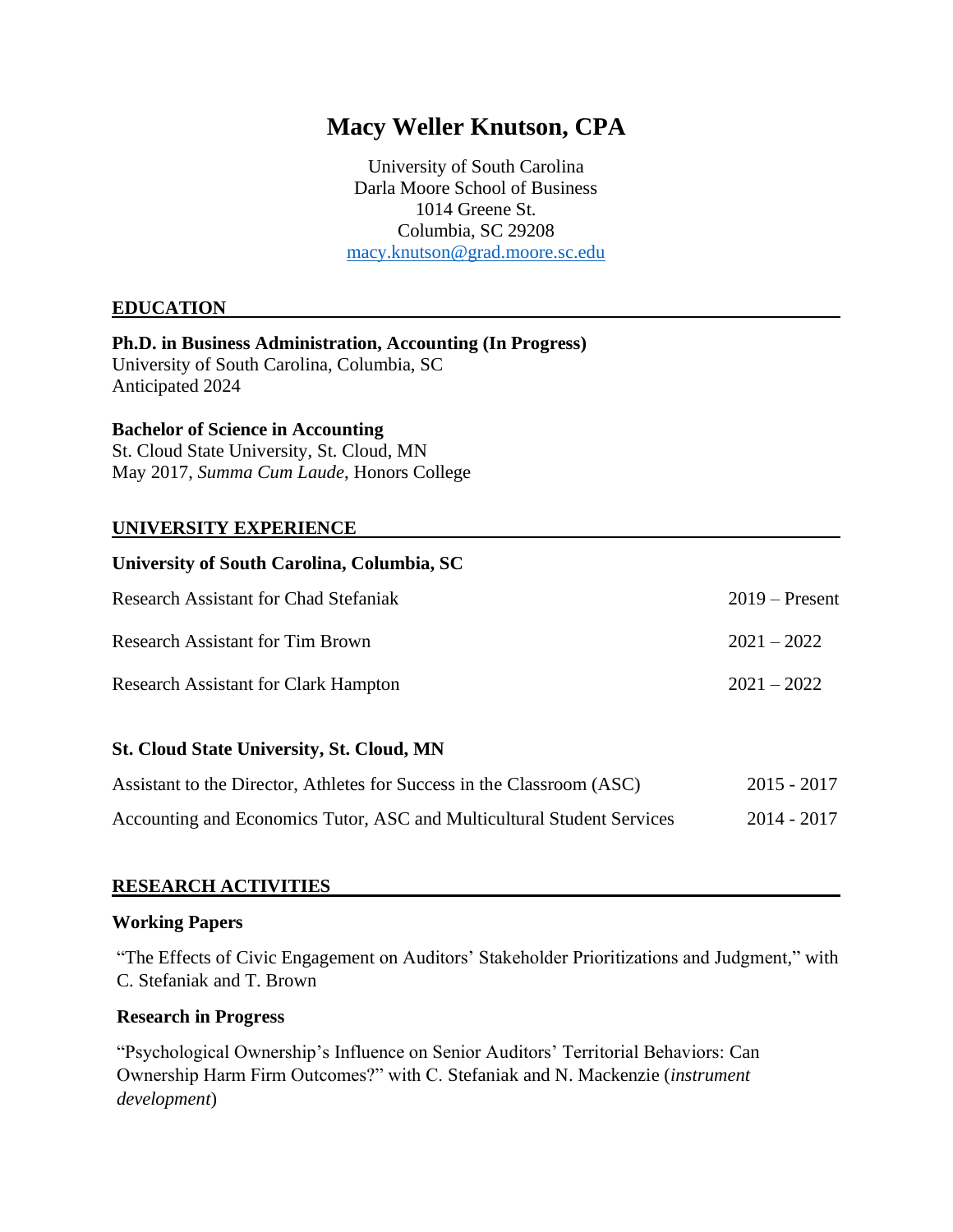# Macy Weller Knutson, CPA

University of South Carolina
Darla Moore School of Business
1014 Greene St.
Columbia, SC 29208
macy.knutson@grad.moore.sc.edu

## EDUCATION

**Ph.D. in Business Administration, Accounting (In Progress)**
University of South Carolina, Columbia, SC
Anticipated 2024

**Bachelor of Science in Accounting**
St. Cloud State University, St. Cloud, MN
May 2017, *Summa Cum Laude*, Honors College

## UNIVERSITY EXPERIENCE

**University of South Carolina, Columbia, SC**

| | |
|---|---|
| Research Assistant for Chad Stefaniak | 2019 – Present |
| Research Assistant for Tim Brown | 2021 – 2022 |
| Research Assistant for Clark Hampton | 2021 – 2022 |

**St. Cloud State University, St. Cloud, MN**

| | |
|---|---|
| Assistant to the Director, Athletes for Success in the Classroom (ASC) | 2015 - 2017 |
| Accounting and Economics Tutor, ASC and Multicultural Student Services | 2014 - 2017 |

## RESEARCH ACTIVITIES

### Working Papers

"The Effects of Civic Engagement on Auditors' Stakeholder Prioritizations and Judgment," with C. Stefaniak and T. Brown

### Research in Progress

"Psychological Ownership's Influence on Senior Auditors' Territorial Behaviors: Can Ownership Harm Firm Outcomes?" with C. Stefaniak and N. Mackenzie (*instrument development*)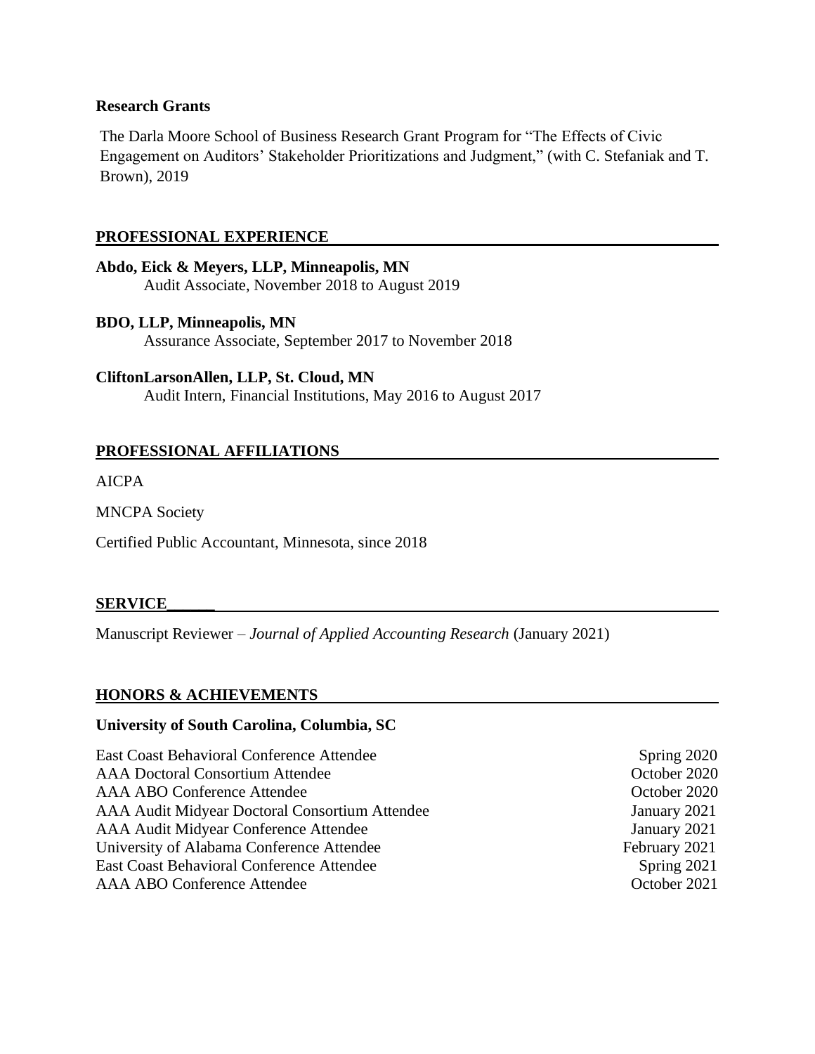**Research Grants**

The Darla Moore School of Business Research Grant Program for "The Effects of Civic Engagement on Auditors' Stakeholder Prioritizations and Judgment," (with C. Stefaniak and T. Brown), 2019

## PROFESSIONAL EXPERIENCE

**Abdo, Eick & Meyers, LLP, Minneapolis, MN**
Audit Associate, November 2018 to August 2019

**BDO, LLP, Minneapolis, MN**
Assurance Associate, September 2017 to November 2018

**CliftonLarsonAllen, LLP, St. Cloud, MN**
Audit Intern, Financial Institutions, May 2016 to August 2017

## PROFESSIONAL AFFILIATIONS

AICPA

MNCPA Society

Certified Public Accountant, Minnesota, since 2018

## SERVICE

Manuscript Reviewer – *Journal of Applied Accounting Research* (January 2021)

## HONORS & ACHIEVEMENTS

**University of South Carolina, Columbia, SC**

| | |
|---|---|
| East Coast Behavioral Conference Attendee | Spring 2020 |
| AAA Doctoral Consortium Attendee | October 2020 |
| AAA ABO Conference Attendee | October 2020 |
| AAA Audit Midyear Doctoral Consortium Attendee | January 2021 |
| AAA Audit Midyear Conference Attendee | January 2021 |
| University of Alabama Conference Attendee | February 2021 |
| East Coast Behavioral Conference Attendee | Spring 2021 |
| AAA ABO Conference Attendee | October 2021 |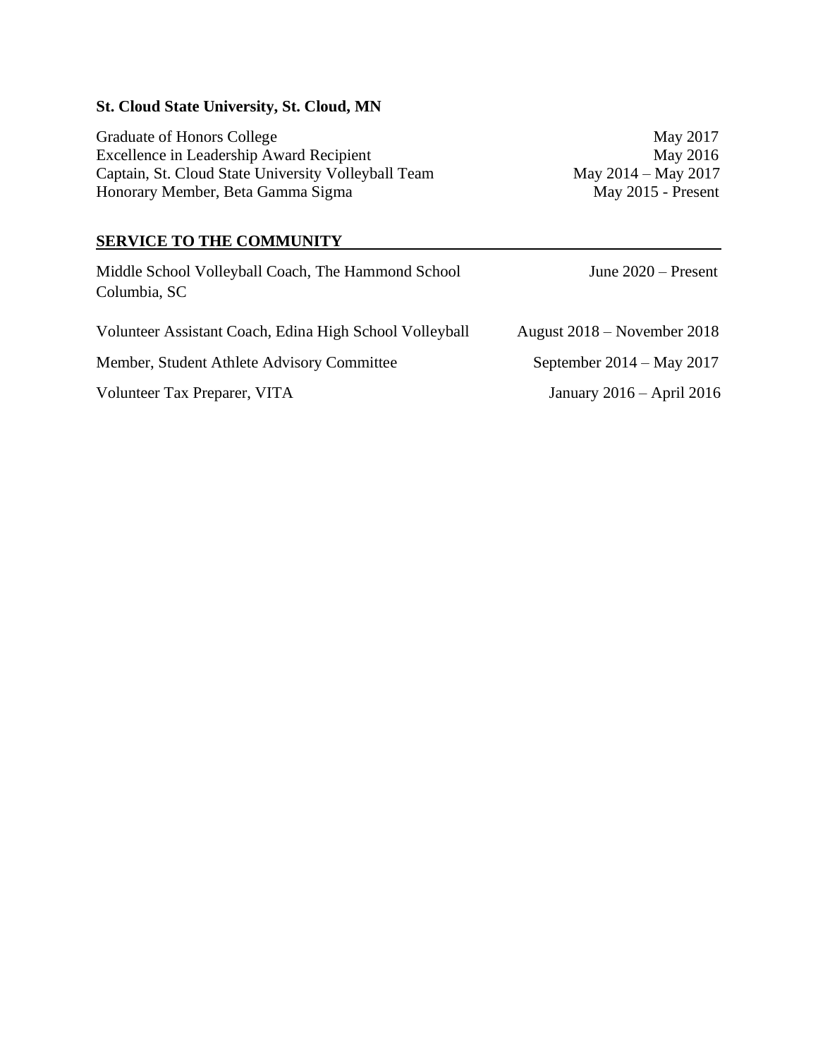**St. Cloud State University, St. Cloud, MN**

| | |
|---|---|
| Graduate of Honors College | May 2017 |
| Excellence in Leadership Award Recipient | May 2016 |
| Captain, St. Cloud State University Volleyball Team | May 2014 – May 2017 |
| Honorary Member, Beta Gamma Sigma | May 2015 - Present |

## SERVICE TO THE COMMUNITY

| | |
|---|---|
| Middle School Volleyball Coach, The Hammond School<br>Columbia, SC | June 2020 – Present |
| Volunteer Assistant Coach, Edina High School Volleyball | August 2018 – November 2018 |
| Member, Student Athlete Advisory Committee | September 2014 – May 2017 |
| Volunteer Tax Preparer, VITA | January 2016 – April 2016 |